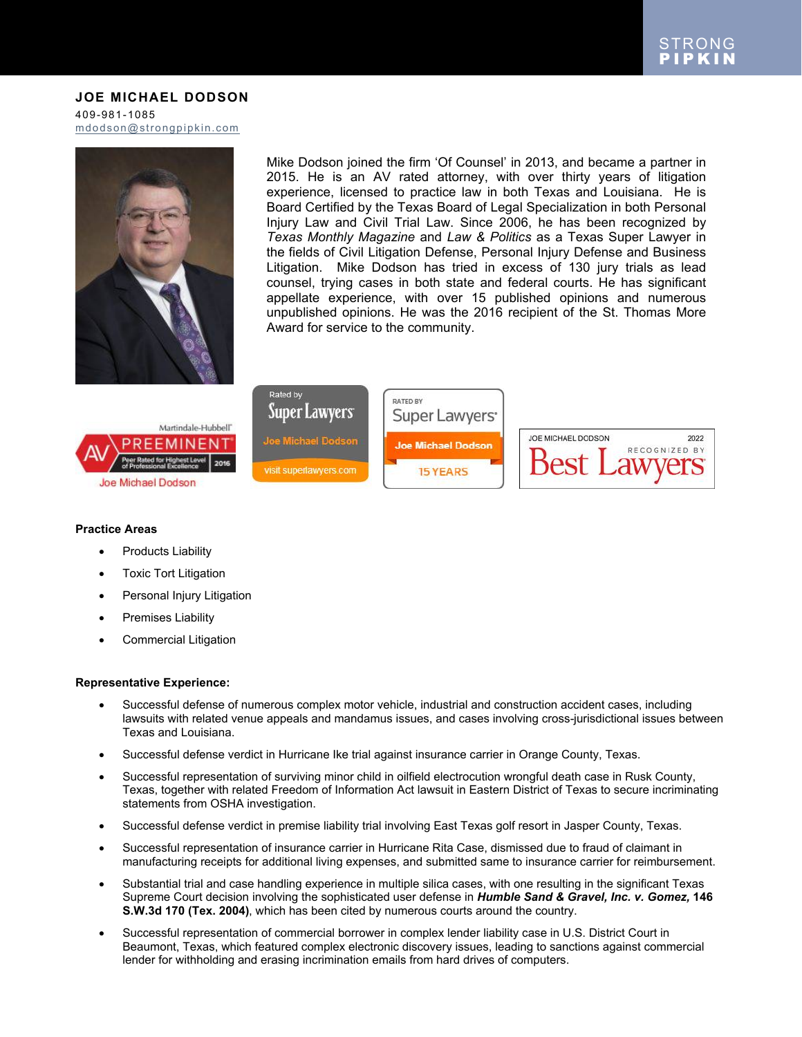# JOE MICHAEL DODSON

409-981-1085
mdodson@strongpipkin.com

Mike Dodson joined the firm 'Of Counsel' in 2013, and became a partner in 2015. He is an AV rated attorney, with over thirty years of litigation experience, licensed to practice law in both Texas and Louisiana. He is Board Certified by the Texas Board of Legal Specialization in both Personal Injury Law and Civil Trial Law. Since 2006, he has been recognized by *Texas Monthly Magazine* and *Law & Politics* as a Texas Super Lawyer in the fields of Civil Litigation Defense, Personal Injury Defense and Business Litigation. Mike Dodson has tried in excess of 130 jury trials as lead counsel, trying cases in both state and federal courts. He has significant appellate experience, with over 15 published opinions and numerous unpublished opinions. He was the 2016 recipient of the St. Thomas More Award for service to the community.

### Practice Areas

- Products Liability
- Toxic Tort Litigation
- Personal Injury Litigation
- Premises Liability
- Commercial Litigation

### Representative Experience:

- Successful defense of numerous complex motor vehicle, industrial and construction accident cases, including lawsuits with related venue appeals and mandamus issues, and cases involving cross-jurisdictional issues between Texas and Louisiana.
- Successful defense verdict in Hurricane Ike trial against insurance carrier in Orange County, Texas.
- Successful representation of surviving minor child in oilfield electrocution wrongful death case in Rusk County, Texas, together with related Freedom of Information Act lawsuit in Eastern District of Texas to secure incriminating statements from OSHA investigation.
- Successful defense verdict in premise liability trial involving East Texas golf resort in Jasper County, Texas.
- Successful representation of insurance carrier in Hurricane Rita Case, dismissed due to fraud of claimant in manufacturing receipts for additional living expenses, and submitted same to insurance carrier for reimbursement.
- Substantial trial and case handling experience in multiple silica cases, with one resulting in the significant Texas Supreme Court decision involving the sophisticated user defense in ***Humble Sand & Gravel, Inc. v. Gomez,* 146 S.W.3d 170 (Tex. 2004)**, which has been cited by numerous courts around the country.
- Successful representation of commercial borrower in complex lender liability case in U.S. District Court in Beaumont, Texas, which featured complex electronic discovery issues, leading to sanctions against commercial lender for withholding and erasing incrimination emails from hard drives of computers.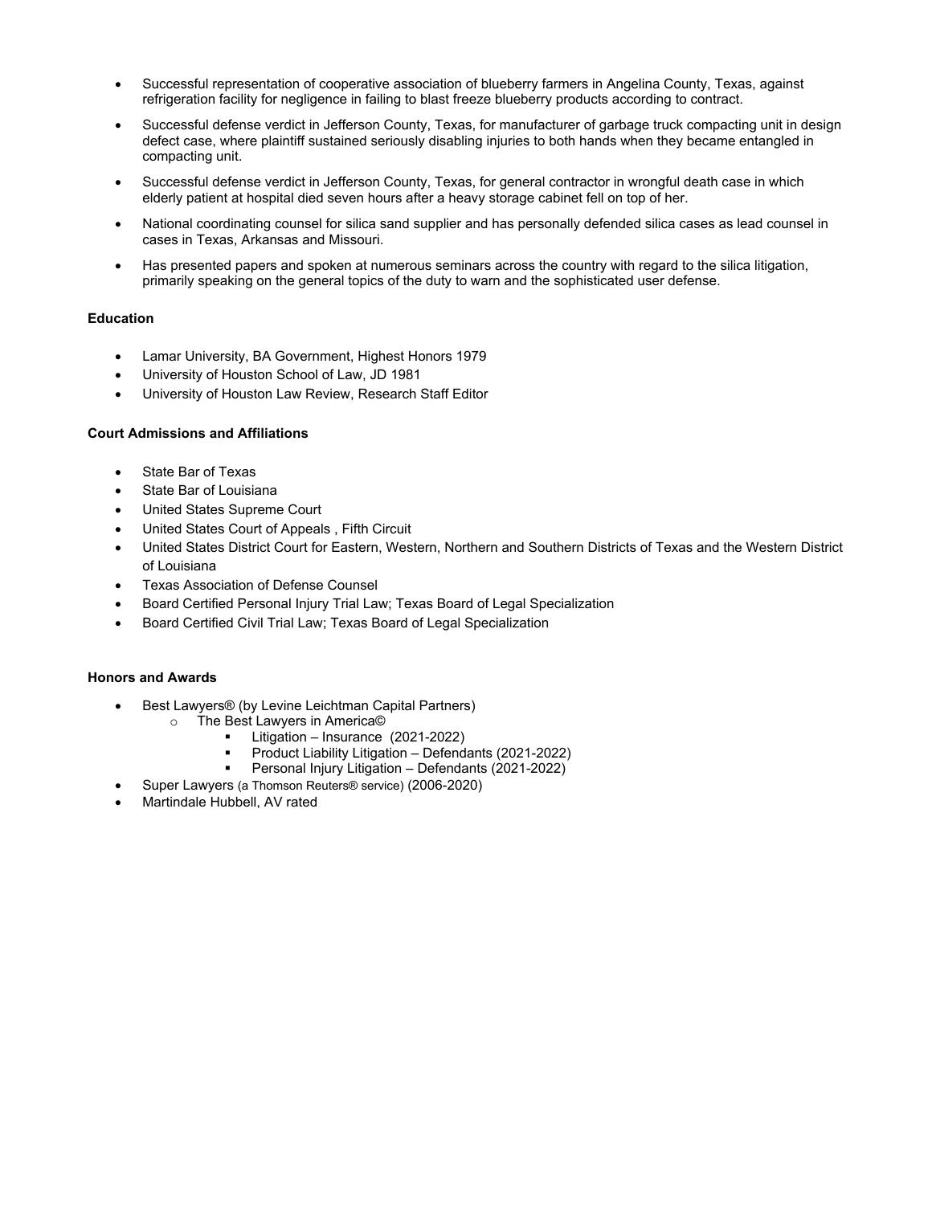- Successful representation of cooperative association of blueberry farmers in Angelina County, Texas, against refrigeration facility for negligence in failing to blast freeze blueberry products according to contract.
- Successful defense verdict in Jefferson County, Texas, for manufacturer of garbage truck compacting unit in design defect case, where plaintiff sustained seriously disabling injuries to both hands when they became entangled in compacting unit.
- Successful defense verdict in Jefferson County, Texas, for general contractor in wrongful death case in which elderly patient at hospital died seven hours after a heavy storage cabinet fell on top of her.
- National coordinating counsel for silica sand supplier and has personally defended silica cases as lead counsel in cases in Texas, Arkansas and Missouri.
- Has presented papers and spoken at numerous seminars across the country with regard to the silica litigation, primarily speaking on the general topics of the duty to warn and the sophisticated user defense.

**Education**

- Lamar University, BA Government, Highest Honors 1979
- University of Houston School of Law, JD 1981
- University of Houston Law Review, Research Staff Editor

**Court Admissions and Affiliations**

- State Bar of Texas
- State Bar of Louisiana
- United States Supreme Court
- United States Court of Appeals , Fifth Circuit
- United States District Court for Eastern, Western, Northern and Southern Districts of Texas and the Western District of Louisiana
- Texas Association of Defense Counsel
- Board Certified Personal Injury Trial Law; Texas Board of Legal Specialization
- Board Certified Civil Trial Law; Texas Board of Legal Specialization

**Honors and Awards**

- Best Lawyers® (by Levine Leichtman Capital Partners)
  - The Best Lawyers in America©
    - Litigation – Insurance (2021-2022)
    - Product Liability Litigation – Defendants (2021-2022)
    - Personal Injury Litigation – Defendants (2021-2022)
- Super Lawyers (a Thomson Reuters® service) (2006-2020)
- Martindale Hubbell, AV rated